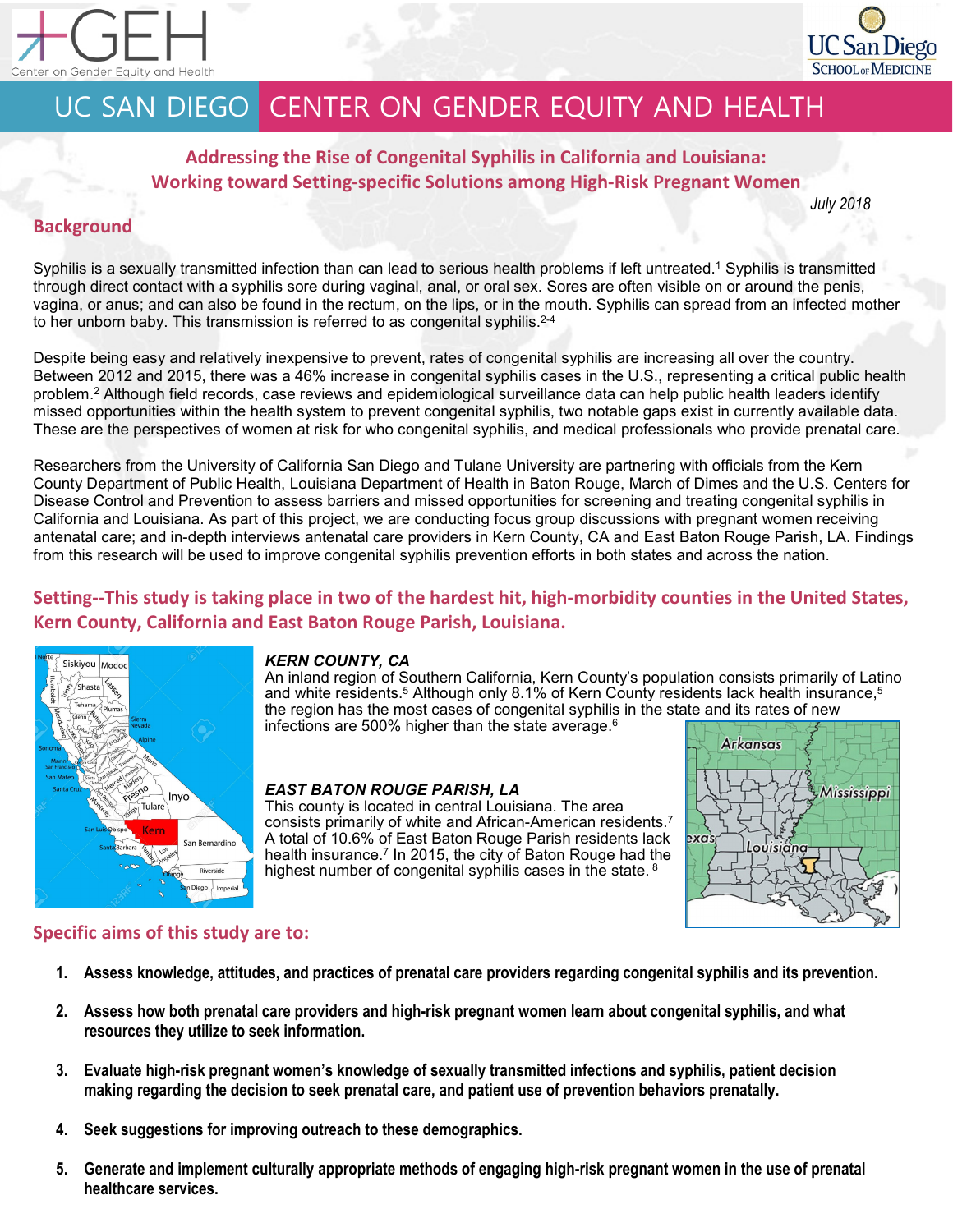# UC SAN DIEGO CENTER ON GENDER EQUITY AND HEALTH

## Addressing the Rise of Congenital Syphilis in California and Louisiana: Working toward Setting-specific Solutions among High-Risk Pregnant Women

*July 2018*

## Background

Syphilis is a sexually transmitted infection than can lead to serious health problems if left untreated.[1] Syphilis is transmitted through direct contact with a syphilis sore during vaginal, anal, or oral sex. Sores are often visible on or around the penis, vagina, or anus; and can also be found in the rectum, on the lips, or in the mouth. Syphilis can spread from an infected mother to her unborn baby. This transmission is referred to as congenital syphilis.[2-4]

Despite being easy and relatively inexpensive to prevent, rates of congenital syphilis are increasing all over the country. Between 2012 and 2015, there was a 46% increase in congenital syphilis cases in the U.S., representing a critical public health problem.[2] Although field records, case reviews and epidemiological surveillance data can help public health leaders identify missed opportunities within the health system to prevent congenital syphilis, two notable gaps exist in currently available data. These are the perspectives of women at risk for who congenital syphilis, and medical professionals who provide prenatal care.

Researchers from the University of California San Diego and Tulane University are partnering with officials from the Kern County Department of Public Health, Louisiana Department of Health in Baton Rouge, March of Dimes and the U.S. Centers for Disease Control and Prevention to assess barriers and missed opportunities for screening and treating congenital syphilis in California and Louisiana. As part of this project, we are conducting focus group discussions with pregnant women receiving antenatal care; and in-depth interviews antenatal care providers in Kern County, CA and East Baton Rouge Parish, LA. Findings from this research will be used to improve congenital syphilis prevention efforts in both states and across the nation.

## Setting--This study is taking place in two of the hardest hit, high-morbidity counties in the United States, Kern County, California and East Baton Rouge Parish, Louisiana.

### *KERN COUNTY, CA*

An inland region of Southern California, Kern County's population consists primarily of Latino and white residents.[5] Although only 8.1% of Kern County residents lack health insurance,[5] the region has the most cases of congenital syphilis in the state and its rates of new infections are 500% higher than the state average.[6]

### *EAST BATON ROUGE PARISH, LA*

This county is located in central Louisiana. The area consists primarily of white and African-American residents.[7] A total of 10.6% of East Baton Rouge Parish residents lack health insurance.[7] In 2015, the city of Baton Rouge had the highest number of congenital syphilis cases in the state. [8]

## Specific aims of this study are to:

1. **Assess knowledge, attitudes, and practices of prenatal care providers regarding congenital syphilis and its prevention.**
2. **Assess how both prenatal care providers and high-risk pregnant women learn about congenital syphilis, and what resources they utilize to seek information.**
3. **Evaluate high-risk pregnant women's knowledge of sexually transmitted infections and syphilis, patient decision making regarding the decision to seek prenatal care, and patient use of prevention behaviors prenatally.**
4. **Seek suggestions for improving outreach to these demographics.**
5. **Generate and implement culturally appropriate methods of engaging high-risk pregnant women in the use of prenatal healthcare services.**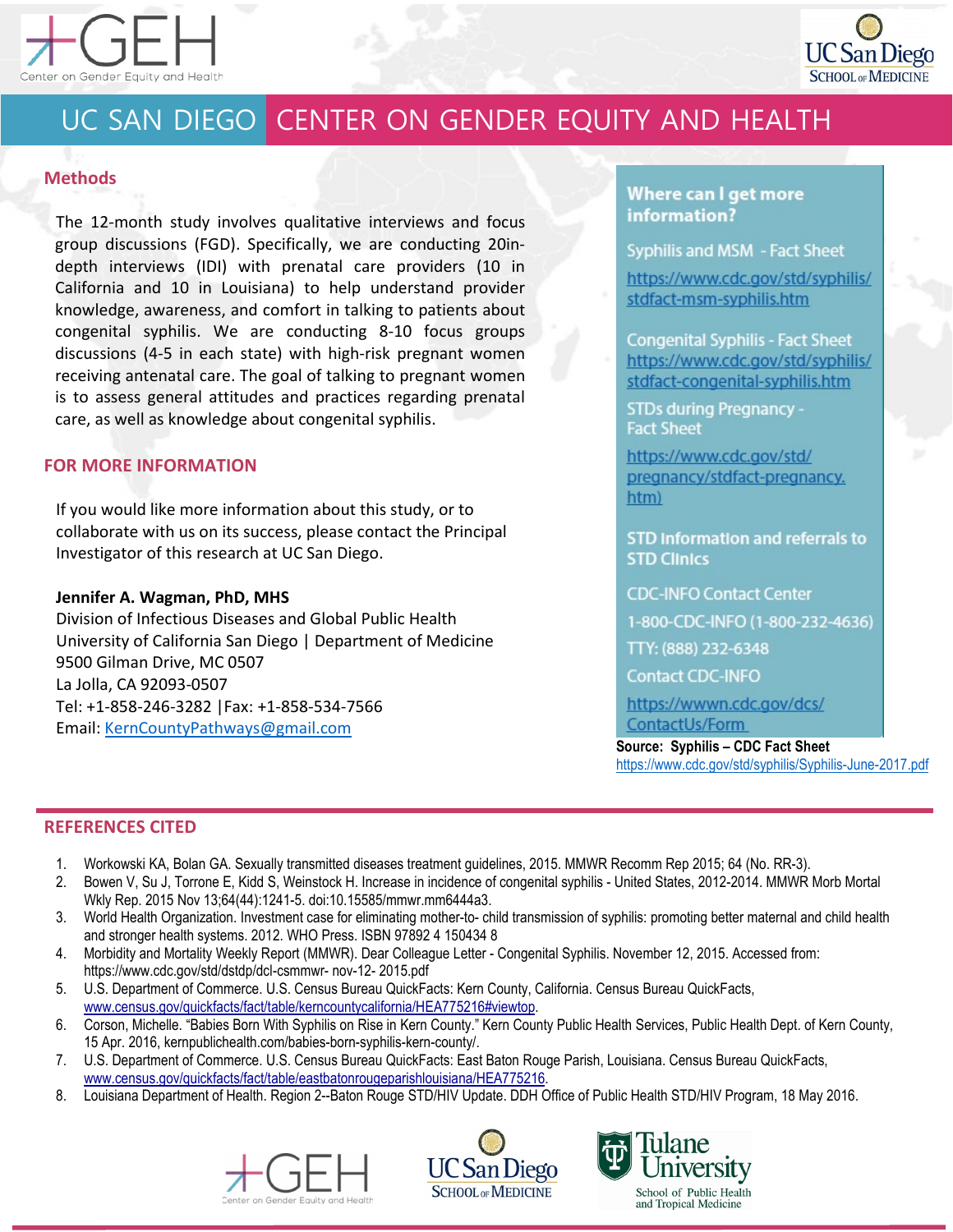# UC SAN DIEGO CENTER ON GENDER EQUITY AND HEALTH

## Methods

The 12-month study involves qualitative interviews and focus group discussions (FGD). Specifically, we are conducting 20in-depth interviews (IDI) with prenatal care providers (10 in California and 10 in Louisiana) to help understand provider knowledge, awareness, and comfort in talking to patients about congenital syphilis. We are conducting 8-10 focus groups discussions (4-5 in each state) with high-risk pregnant women receiving antenatal care. The goal of talking to pregnant women is to assess general attitudes and practices regarding prenatal care, as well as knowledge about congenital syphilis.

## FOR MORE INFORMATION

If you would like more information about this study, or to collaborate with us on its success, please contact the Principal Investigator of this research at UC San Diego.

**Jennifer A. Wagman, PhD, MHS**
Division of Infectious Diseases and Global Public Health
University of California San Diego | Department of Medicine
9500 Gilman Drive, MC 0507
La Jolla, CA 92093-0507
Tel: +1-858-246-3282 |Fax: +1-858-534-7566
Email: KernCountyPathways@gmail.com

### Where can I get more information?

Syphilis and MSM - Fact Sheet
https://www.cdc.gov/std/syphilis/stdfact-msm-syphilis.htm

Congenital Syphilis - Fact Sheet
https://www.cdc.gov/std/syphilis/stdfact-congenital-syphilis.htm

STDs during Pregnancy - Fact Sheet
https://www.cdc.gov/std/pregnancy/stdfact-pregnancy.htm)

**STD Information and referrals to STD Clinics**

CDC-INFO Contact Center
1-800-CDC-INFO (1-800-232-4636)
TTY: (888) 232-6348
Contact CDC-INFO
https://wwwn.cdc.gov/dcs/ContactUs/Form

**Source: Syphilis – CDC Fact Sheet**
https://www.cdc.gov/std/syphilis/Syphilis-June-2017.pdf

## REFERENCES CITED

1. Workowski KA, Bolan GA. Sexually transmitted diseases treatment guidelines, 2015. MMWR Recomm Rep 2015; 64 (No. RR-3).
2. Bowen V, Su J, Torrone E, Kidd S, Weinstock H. Increase in incidence of congenital syphilis - United States, 2012-2014. MMWR Morb Mortal Wkly Rep. 2015 Nov 13;64(44):1241-5. doi:10.15585/mmwr.mm6444a3.
3. World Health Organization. Investment case for eliminating mother-to- child transmission of syphilis: promoting better maternal and child health and stronger health systems. 2012. WHO Press. ISBN 97892 4 150434 8
4. Morbidity and Mortality Weekly Report (MMWR). Dear Colleague Letter - Congenital Syphilis. November 12, 2015. Accessed from: https://www.cdc.gov/std/dstdp/dcl-csmmwr- nov-12- 2015.pdf
5. U.S. Department of Commerce. U.S. Census Bureau QuickFacts: Kern County, California. Census Bureau QuickFacts, www.census.gov/quickfacts/fact/table/kerncountycalifornia/HEA775216#viewtop.
6. Corson, Michelle. "Babies Born With Syphilis on Rise in Kern County." Kern County Public Health Services, Public Health Dept. of Kern County, 15 Apr. 2016, kernpublichealth.com/babies-born-syphilis-kern-county/.
7. U.S. Department of Commerce. U.S. Census Bureau QuickFacts: East Baton Rouge Parish, Louisiana. Census Bureau QuickFacts, www.census.gov/quickfacts/fact/table/eastbatonrougeparishlouisiana/HEA775216.
8. Louisiana Department of Health. Region 2--Baton Rouge STD/HIV Update. DDH Office of Public Health STD/HIV Program, 18 May 2016.